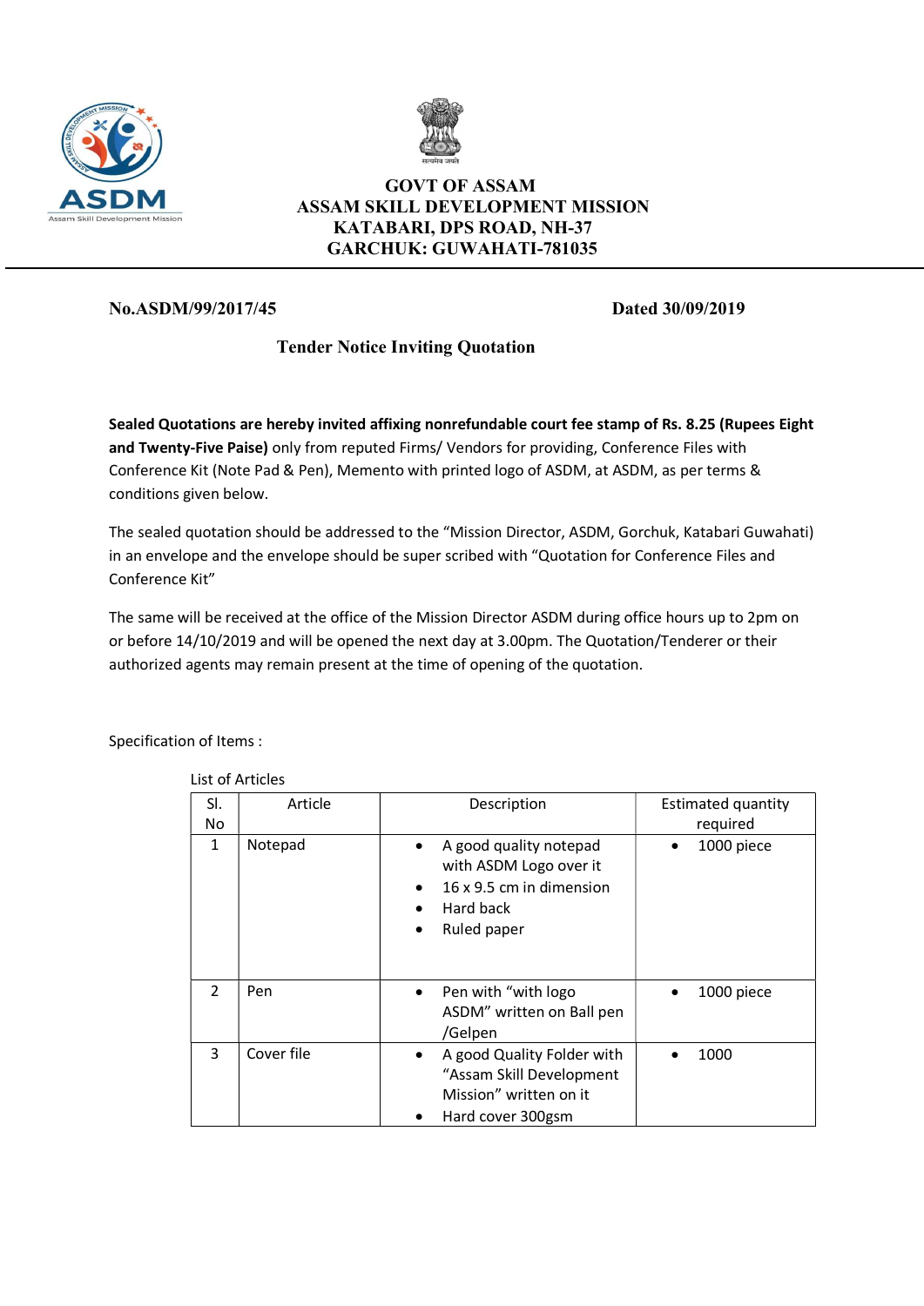# GOVT OF ASSAM
# ASSAM SKILL DEVELOPMENT MISSION
## KATABARI, DPS ROAD, NH-37
## GARCHUK: GUWAHATI-781035

**No.ASDM/99/2017/45** **Dated 30/09/2019**

### Tender Notice Inviting Quotation

**Sealed Quotations are hereby invited affixing nonrefundable court fee stamp of Rs. 8.25 (Rupees Eight and Twenty-Five Paise)** only from reputed Firms/ Vendors for providing, Conference Files with Conference Kit (Note Pad & Pen), Memento with printed logo of ASDM, at ASDM, as per terms & conditions given below.

The sealed quotation should be addressed to the "Mission Director, ASDM, Gorchuk, Katabari Guwahati) in an envelope and the envelope should be super scribed with "Quotation for Conference Files and Conference Kit"

The same will be received at the office of the Mission Director ASDM during office hours up to 2pm on or before 14/10/2019 and will be opened the next day at 3.00pm. The Quotation/Tenderer or their authorized agents may remain present at the time of opening of the quotation.

Specification of Items :

List of Articles

| Sl. No | Article | Description | Estimated quantity required |
|---|---|---|---|
| 1 | Notepad | • A good quality notepad with ASDM Logo over it<br>• 16 x 9.5 cm in dimension<br>• Hard back<br>• Ruled paper | • 1000 piece |
| 2 | Pen | • Pen with "with logo ASDM" written on Ball pen /Gelpen | • 1000 piece |
| 3 | Cover file | • A good Quality Folder with "Assam Skill Development Mission" written on it<br>• Hard cover 300gsm | • 1000 |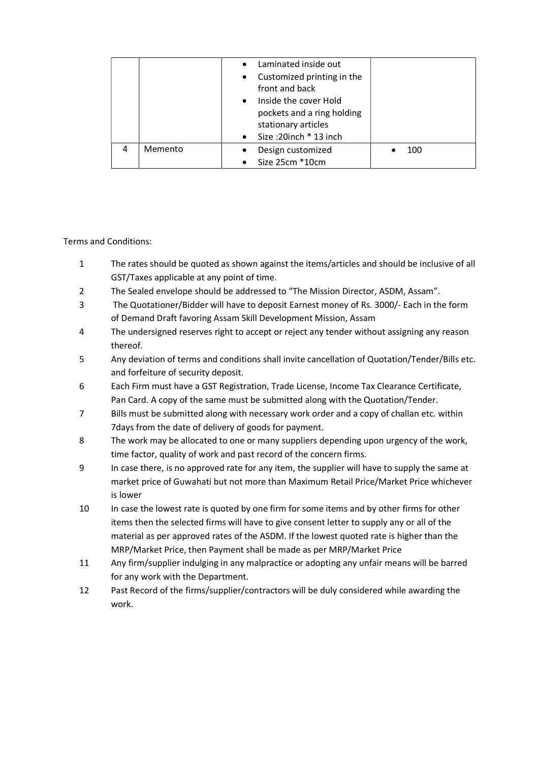| | | | |
|---|---|---|---|
| | | • Laminated inside out<br>• Customized printing in the front and back<br>• Inside the cover Hold pockets and a ring holding stationary articles<br>• Size :20inch * 13 inch | |
| 4 | Memento | • Design customized<br>• Size 25cm *10cm | • 100 |

Terms and Conditions:

1. The rates should be quoted as shown against the items/articles and should be inclusive of all GST/Taxes applicable at any point of time.
2. The Sealed envelope should be addressed to "The Mission Director, ASDM, Assam".
3. The Quotationer/Bidder will have to deposit Earnest money of Rs. 3000/- Each in the form of Demand Draft favoring Assam Skill Development Mission, Assam
4. The undersigned reserves right to accept or reject any tender without assigning any reason thereof.
5. Any deviation of terms and conditions shall invite cancellation of Quotation/Tender/Bills etc. and forfeiture of security deposit.
6. Each Firm must have a GST Registration, Trade License, Income Tax Clearance Certificate, Pan Card. A copy of the same must be submitted along with the Quotation/Tender.
7. Bills must be submitted along with necessary work order and a copy of challan etc. within 7days from the date of delivery of goods for payment.
8. The work may be allocated to one or many suppliers depending upon urgency of the work, time factor, quality of work and past record of the concern firms.
9. In case there, is no approved rate for any item, the supplier will have to supply the same at market price of Guwahati but not more than Maximum Retail Price/Market Price whichever is lower
10. In case the lowest rate is quoted by one firm for some items and by other firms for other items then the selected firms will have to give consent letter to supply any or all of the material as per approved rates of the ASDM. If the lowest quoted rate is higher than the MRP/Market Price, then Payment shall be made as per MRP/Market Price
11. Any firm/supplier indulging in any malpractice or adopting any unfair means will be barred for any work with the Department.
12. Past Record of the firms/supplier/contractors will be duly considered while awarding the work.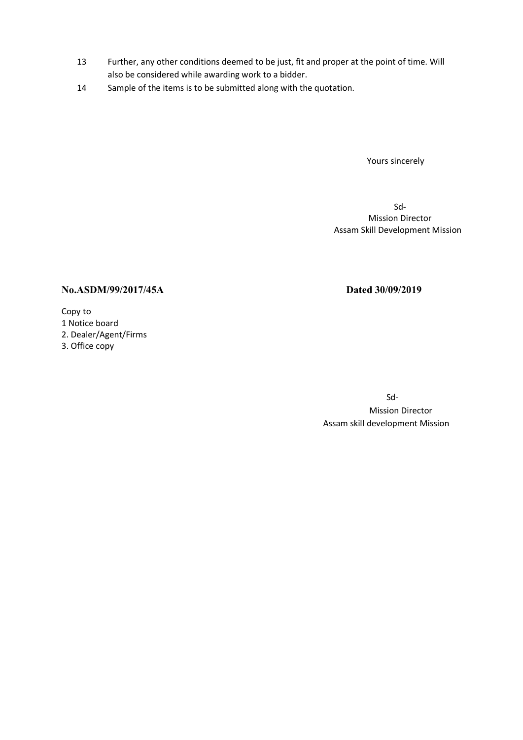13. Further, any other conditions deemed to be just, fit and proper at the point of time. Will also be considered while awarding work to a bidder.
14. Sample of the items is to be submitted along with the quotation.

Yours sincerely

Sd-
Mission Director
Assam Skill Development Mission

**No.ASDM/99/2017/45A** **Dated 30/09/2019**

Copy to
1 Notice board
2. Dealer/Agent/Firms
3. Office copy

Sd-
Mission Director
Assam skill development Mission